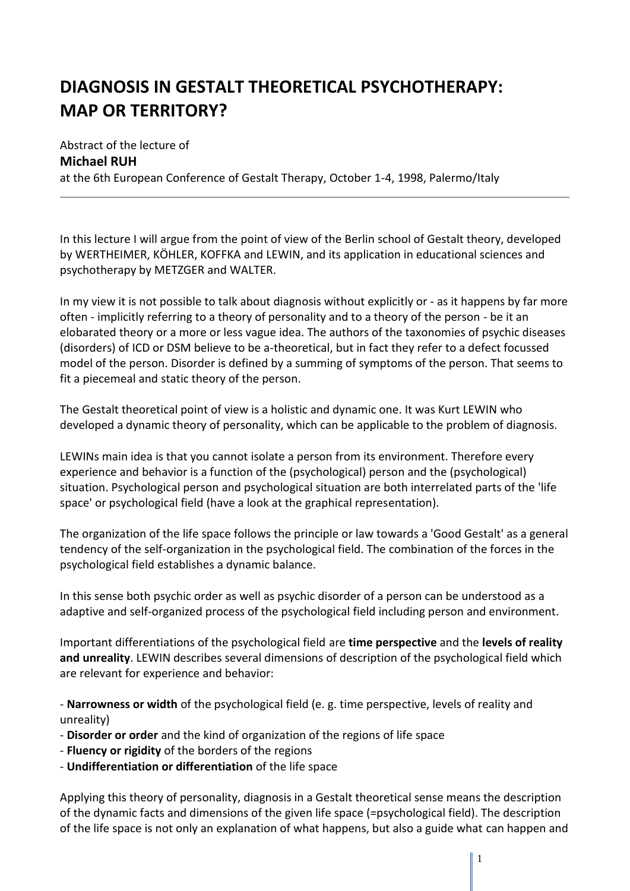# DIAGNOSIS IN GESTALT THEORETICAL PSYCHOTHERAPY: MAP OR TERRITORY?

Abstract of the lecture of

**Michael RUH**

at the 6th European Conference of Gestalt Therapy, October 1-4, 1998, Palermo/Italy

---

In this lecture I will argue from the point of view of the Berlin school of Gestalt theory, developed by WERTHEIMER, KÖHLER, KOFFKA and LEWIN, and its application in educational sciences and psychotherapy by METZGER and WALTER.

In my view it is not possible to talk about diagnosis without explicitly or - as it happens by far more often - implicitly referring to a theory of personality and to a theory of the person - be it an elobarated theory or a more or less vague idea. The authors of the taxonomies of psychic diseases (disorders) of ICD or DSM believe to be a-theoretical, but in fact they refer to a defect focussed model of the person. Disorder is defined by a summing of symptoms of the person. That seems to fit a piecemeal and static theory of the person.

The Gestalt theoretical point of view is a holistic and dynamic one. It was Kurt LEWIN who developed a dynamic theory of personality, which can be applicable to the problem of diagnosis.

LEWINs main idea is that you cannot isolate a person from its environment. Therefore every experience and behavior is a function of the (psychological) person and the (psychological) situation. Psychological person and psychological situation are both interrelated parts of the 'life space' or psychological field (have a look at the graphical representation).

The organization of the life space follows the principle or law towards a 'Good Gestalt' as a general tendency of the self-organization in the psychological field. The combination of the forces in the psychological field establishes a dynamic balance.

In this sense both psychic order as well as psychic disorder of a person can be understood as a adaptive and self-organized process of the psychological field including person and environment.

Important differentiations of the psychological field are **time perspective** and the **levels of reality and unreality**. LEWIN describes several dimensions of description of the psychological field which are relevant for experience and behavior:

- **Narrowness or width** of the psychological field (e. g. time perspective, levels of reality and unreality)
- **Disorder or order** and the kind of organization of the regions of life space
- **Fluency or rigidity** of the borders of the regions
- **Undifferentiation or differentiation** of the life space

Applying this theory of personality, diagnosis in a Gestalt theoretical sense means the description of the dynamic facts and dimensions of the given life space (=psychological field). The description of the life space is not only an explanation of what happens, but also a guide what can happen and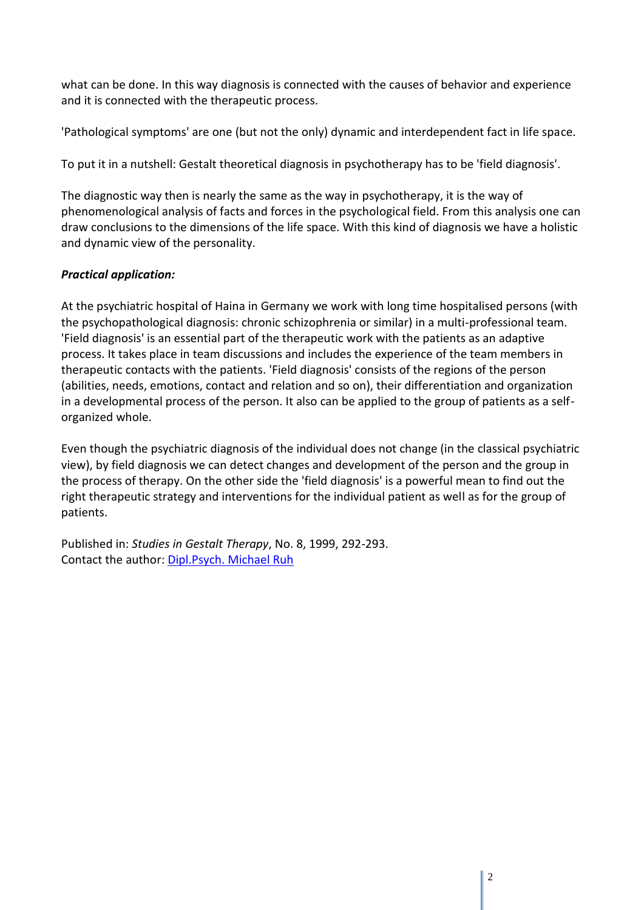what can be done. In this way diagnosis is connected with the causes of behavior and experience and it is connected with the therapeutic process.

'Pathological symptoms' are one (but not the only) dynamic and interdependent fact in life space.

To put it in a nutshell: Gestalt theoretical diagnosis in psychotherapy has to be 'field diagnosis'.

The diagnostic way then is nearly the same as the way in psychotherapy, it is the way of phenomenological analysis of facts and forces in the psychological field. From this analysis one can draw conclusions to the dimensions of the life space. With this kind of diagnosis we have a holistic and dynamic view of the personality.

***Practical application:***

At the psychiatric hospital of Haina in Germany we work with long time hospitalised persons (with the psychopathological diagnosis: chronic schizophrenia or similar) in a multi-professional team. 'Field diagnosis' is an essential part of the therapeutic work with the patients as an adaptive process. It takes place in team discussions and includes the experience of the team members in therapeutic contacts with the patients. 'Field diagnosis' consists of the regions of the person (abilities, needs, emotions, contact and relation and so on), their differentiation and organization in a developmental process of the person. It also can be applied to the group of patients as a self-organized whole.

Even though the psychiatric diagnosis of the individual does not change (in the classical psychiatric view), by field diagnosis we can detect changes and development of the person and the group in the process of therapy. On the other side the 'field diagnosis' is a powerful mean to find out the right therapeutic strategy and interventions for the individual patient as well as for the group of patients.

Published in: *Studies in Gestalt Therapy*, No. 8, 1999, 292-293.
Contact the author: [Dipl.Psych. Michael Ruh]